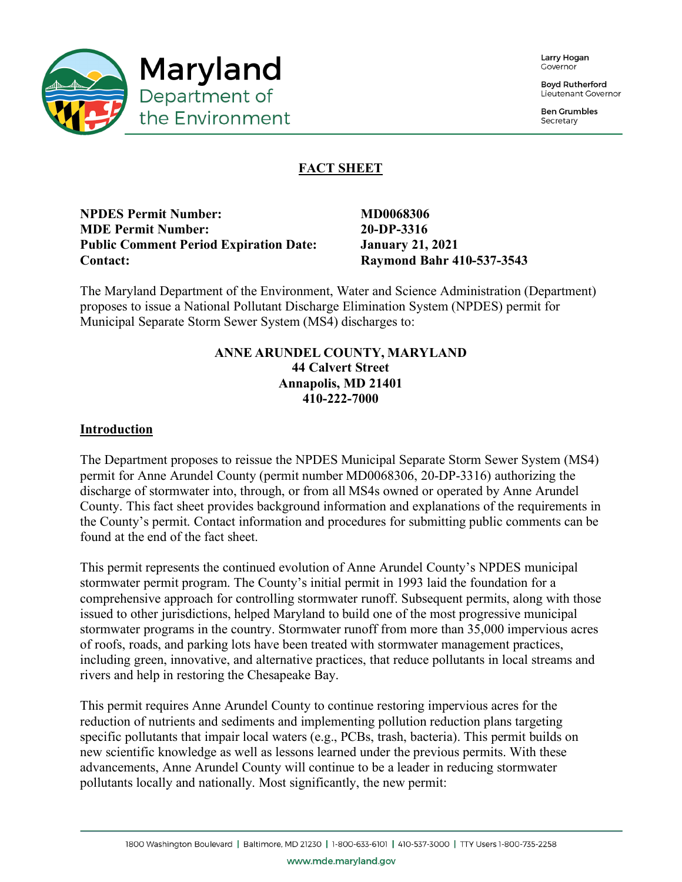# Maryland Department of the Environment

Larry Hogan
Governor

Boyd Rutherford
Lieutenant Governor

Ben Grumbles
Secretary

## FACT SHEET

**NPDES Permit Number:** **MD0068306**
**MDE Permit Number:** **20-DP-3316**
**Public Comment Period Expiration Date:** **January 21, 2021**
**Contact:** **Raymond Bahr 410-537-3543**

The Maryland Department of the Environment, Water and Science Administration (Department) proposes to issue a National Pollutant Discharge Elimination System (NPDES) permit for Municipal Separate Storm Sewer System (MS4) discharges to:

**ANNE ARUNDEL COUNTY, MARYLAND**
**44 Calvert Street**
**Annapolis, MD 21401**
**410-222-7000**

### Introduction

The Department proposes to reissue the NPDES Municipal Separate Storm Sewer System (MS4) permit for Anne Arundel County (permit number MD0068306, 20-DP-3316) authorizing the discharge of stormwater into, through, or from all MS4s owned or operated by Anne Arundel County. This fact sheet provides background information and explanations of the requirements in the County's permit. Contact information and procedures for submitting public comments can be found at the end of the fact sheet.

This permit represents the continued evolution of Anne Arundel County's NPDES municipal stormwater permit program. The County's initial permit in 1993 laid the foundation for a comprehensive approach for controlling stormwater runoff. Subsequent permits, along with those issued to other jurisdictions, helped Maryland to build one of the most progressive municipal stormwater programs in the country. Stormwater runoff from more than 35,000 impervious acres of roofs, roads, and parking lots have been treated with stormwater management practices, including green, innovative, and alternative practices, that reduce pollutants in local streams and rivers and help in restoring the Chesapeake Bay.

This permit requires Anne Arundel County to continue restoring impervious acres for the reduction of nutrients and sediments and implementing pollution reduction plans targeting specific pollutants that impair local waters (e.g., PCBs, trash, bacteria). This permit builds on new scientific knowledge as well as lessons learned under the previous permits. With these advancements, Anne Arundel County will continue to be a leader in reducing stormwater pollutants locally and nationally. Most significantly, the new permit: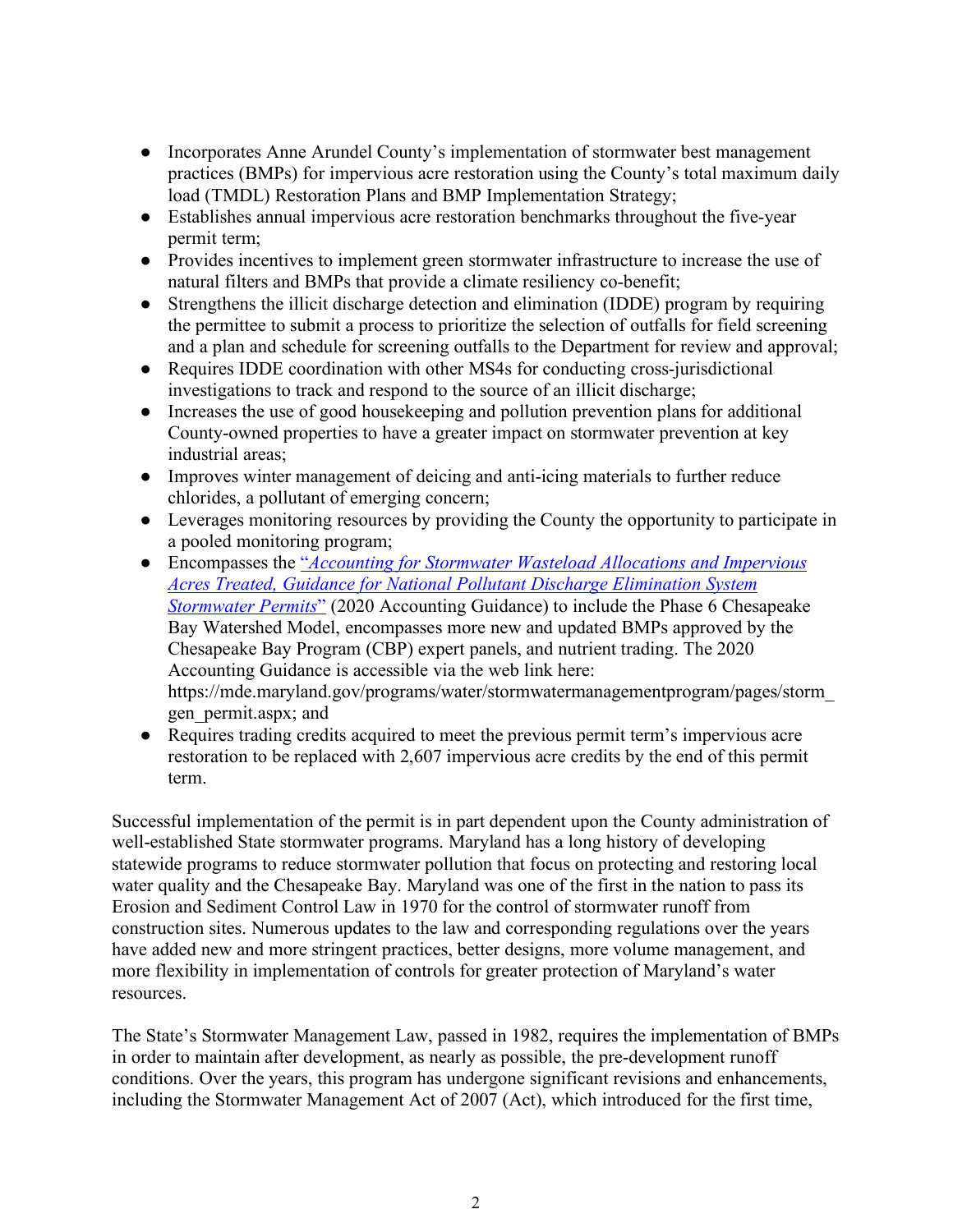- Incorporates Anne Arundel County's implementation of stormwater best management practices (BMPs) for impervious acre restoration using the County's total maximum daily load (TMDL) Restoration Plans and BMP Implementation Strategy;
- Establishes annual impervious acre restoration benchmarks throughout the five-year permit term;
- Provides incentives to implement green stormwater infrastructure to increase the use of natural filters and BMPs that provide a climate resiliency co-benefit;
- Strengthens the illicit discharge detection and elimination (IDDE) program by requiring the permittee to submit a process to prioritize the selection of outfalls for field screening and a plan and schedule for screening outfalls to the Department for review and approval;
- Requires IDDE coordination with other MS4s for conducting cross-jurisdictional investigations to track and respond to the source of an illicit discharge;
- Increases the use of good housekeeping and pollution prevention plans for additional County-owned properties to have a greater impact on stormwater prevention at key industrial areas;
- Improves winter management of deicing and anti-icing materials to further reduce chlorides, a pollutant of emerging concern;
- Leverages monitoring resources by providing the County the opportunity to participate in a pooled monitoring program;
- Encompasses the "*Accounting for Stormwater Wasteload Allocations and Impervious Acres Treated, Guidance for National Pollutant Discharge Elimination System Stormwater Permits*" (2020 Accounting Guidance) to include the Phase 6 Chesapeake Bay Watershed Model, encompasses more new and updated BMPs approved by the Chesapeake Bay Program (CBP) expert panels, and nutrient trading. The 2020 Accounting Guidance is accessible via the web link here: https://mde.maryland.gov/programs/water/stormwatermanagementprogram/pages/storm_gen_permit.aspx; and
- Requires trading credits acquired to meet the previous permit term's impervious acre restoration to be replaced with 2,607 impervious acre credits by the end of this permit term.

Successful implementation of the permit is in part dependent upon the County administration of well-established State stormwater programs. Maryland has a long history of developing statewide programs to reduce stormwater pollution that focus on protecting and restoring local water quality and the Chesapeake Bay. Maryland was one of the first in the nation to pass its Erosion and Sediment Control Law in 1970 for the control of stormwater runoff from construction sites. Numerous updates to the law and corresponding regulations over the years have added new and more stringent practices, better designs, more volume management, and more flexibility in implementation of controls for greater protection of Maryland's water resources.

The State's Stormwater Management Law, passed in 1982, requires the implementation of BMPs in order to maintain after development, as nearly as possible, the pre-development runoff conditions. Over the years, this program has undergone significant revisions and enhancements, including the Stormwater Management Act of 2007 (Act), which introduced for the first time,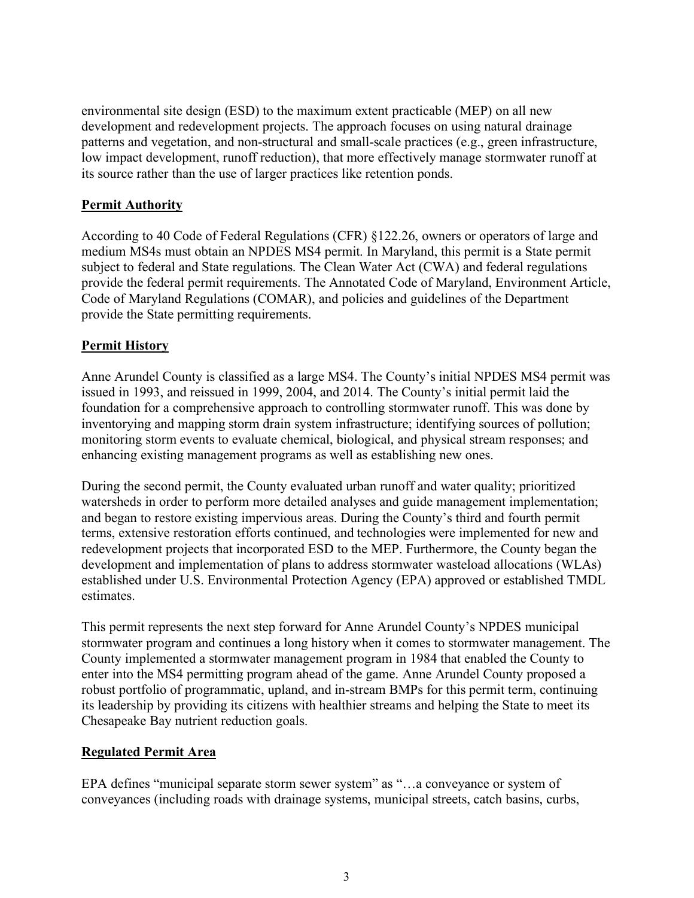environmental site design (ESD) to the maximum extent practicable (MEP) on all new development and redevelopment projects. The approach focuses on using natural drainage patterns and vegetation, and non-structural and small-scale practices (e.g., green infrastructure, low impact development, runoff reduction), that more effectively manage stormwater runoff at its source rather than the use of larger practices like retention ponds.

## Permit Authority

According to 40 Code of Federal Regulations (CFR) §122.26, owners or operators of large and medium MS4s must obtain an NPDES MS4 permit. In Maryland, this permit is a State permit subject to federal and State regulations. The Clean Water Act (CWA) and federal regulations provide the federal permit requirements. The Annotated Code of Maryland, Environment Article, Code of Maryland Regulations (COMAR), and policies and guidelines of the Department provide the State permitting requirements.

## Permit History

Anne Arundel County is classified as a large MS4. The County's initial NPDES MS4 permit was issued in 1993, and reissued in 1999, 2004, and 2014. The County's initial permit laid the foundation for a comprehensive approach to controlling stormwater runoff. This was done by inventorying and mapping storm drain system infrastructure; identifying sources of pollution; monitoring storm events to evaluate chemical, biological, and physical stream responses; and enhancing existing management programs as well as establishing new ones.

During the second permit, the County evaluated urban runoff and water quality; prioritized watersheds in order to perform more detailed analyses and guide management implementation; and began to restore existing impervious areas. During the County's third and fourth permit terms, extensive restoration efforts continued, and technologies were implemented for new and redevelopment projects that incorporated ESD to the MEP. Furthermore, the County began the development and implementation of plans to address stormwater wasteload allocations (WLAs) established under U.S. Environmental Protection Agency (EPA) approved or established TMDL estimates.

This permit represents the next step forward for Anne Arundel County's NPDES municipal stormwater program and continues a long history when it comes to stormwater management. The County implemented a stormwater management program in 1984 that enabled the County to enter into the MS4 permitting program ahead of the game. Anne Arundel County proposed a robust portfolio of programmatic, upland, and in-stream BMPs for this permit term, continuing its leadership by providing its citizens with healthier streams and helping the State to meet its Chesapeake Bay nutrient reduction goals.

## Regulated Permit Area

EPA defines "municipal separate storm sewer system" as "…a conveyance or system of conveyances (including roads with drainage systems, municipal streets, catch basins, curbs,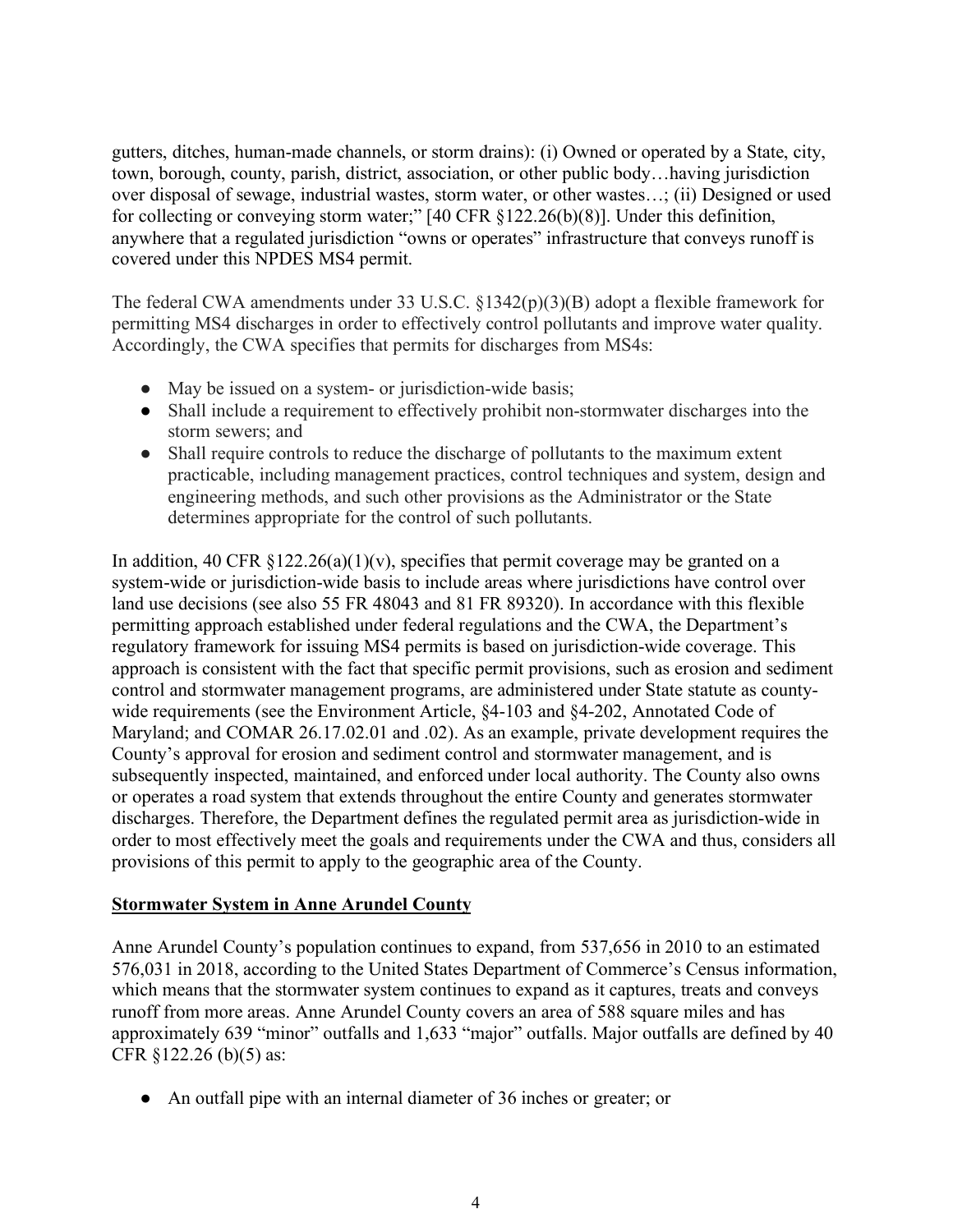gutters, ditches, human-made channels, or storm drains): (i) Owned or operated by a State, city, town, borough, county, parish, district, association, or other public body…having jurisdiction over disposal of sewage, industrial wastes, storm water, or other wastes…; (ii) Designed or used for collecting or conveying storm water;" [40 CFR §122.26(b)(8)]. Under this definition, anywhere that a regulated jurisdiction "owns or operates" infrastructure that conveys runoff is covered under this NPDES MS4 permit.

The federal CWA amendments under 33 U.S.C. §1342(p)(3)(B) adopt a flexible framework for permitting MS4 discharges in order to effectively control pollutants and improve water quality. Accordingly, the CWA specifies that permits for discharges from MS4s:

- May be issued on a system- or jurisdiction-wide basis;
- Shall include a requirement to effectively prohibit non-stormwater discharges into the storm sewers; and
- Shall require controls to reduce the discharge of pollutants to the maximum extent practicable, including management practices, control techniques and system, design and engineering methods, and such other provisions as the Administrator or the State determines appropriate for the control of such pollutants.

In addition, 40 CFR §122.26(a)(1)(v), specifies that permit coverage may be granted on a system-wide or jurisdiction-wide basis to include areas where jurisdictions have control over land use decisions (see also 55 FR 48043 and 81 FR 89320). In accordance with this flexible permitting approach established under federal regulations and the CWA, the Department's regulatory framework for issuing MS4 permits is based on jurisdiction-wide coverage. This approach is consistent with the fact that specific permit provisions, such as erosion and sediment control and stormwater management programs, are administered under State statute as county-wide requirements (see the Environment Article, §4-103 and §4-202, Annotated Code of Maryland; and COMAR 26.17.02.01 and .02). As an example, private development requires the County's approval for erosion and sediment control and stormwater management, and is subsequently inspected, maintained, and enforced under local authority. The County also owns or operates a road system that extends throughout the entire County and generates stormwater discharges. Therefore, the Department defines the regulated permit area as jurisdiction-wide in order to most effectively meet the goals and requirements under the CWA and thus, considers all provisions of this permit to apply to the geographic area of the County.

## Stormwater System in Anne Arundel County

Anne Arundel County's population continues to expand, from 537,656 in 2010 to an estimated 576,031 in 2018, according to the United States Department of Commerce's Census information, which means that the stormwater system continues to expand as it captures, treats and conveys runoff from more areas. Anne Arundel County covers an area of 588 square miles and has approximately 639 "minor" outfalls and 1,633 "major" outfalls. Major outfalls are defined by 40 CFR §122.26 (b)(5) as:

- An outfall pipe with an internal diameter of 36 inches or greater; or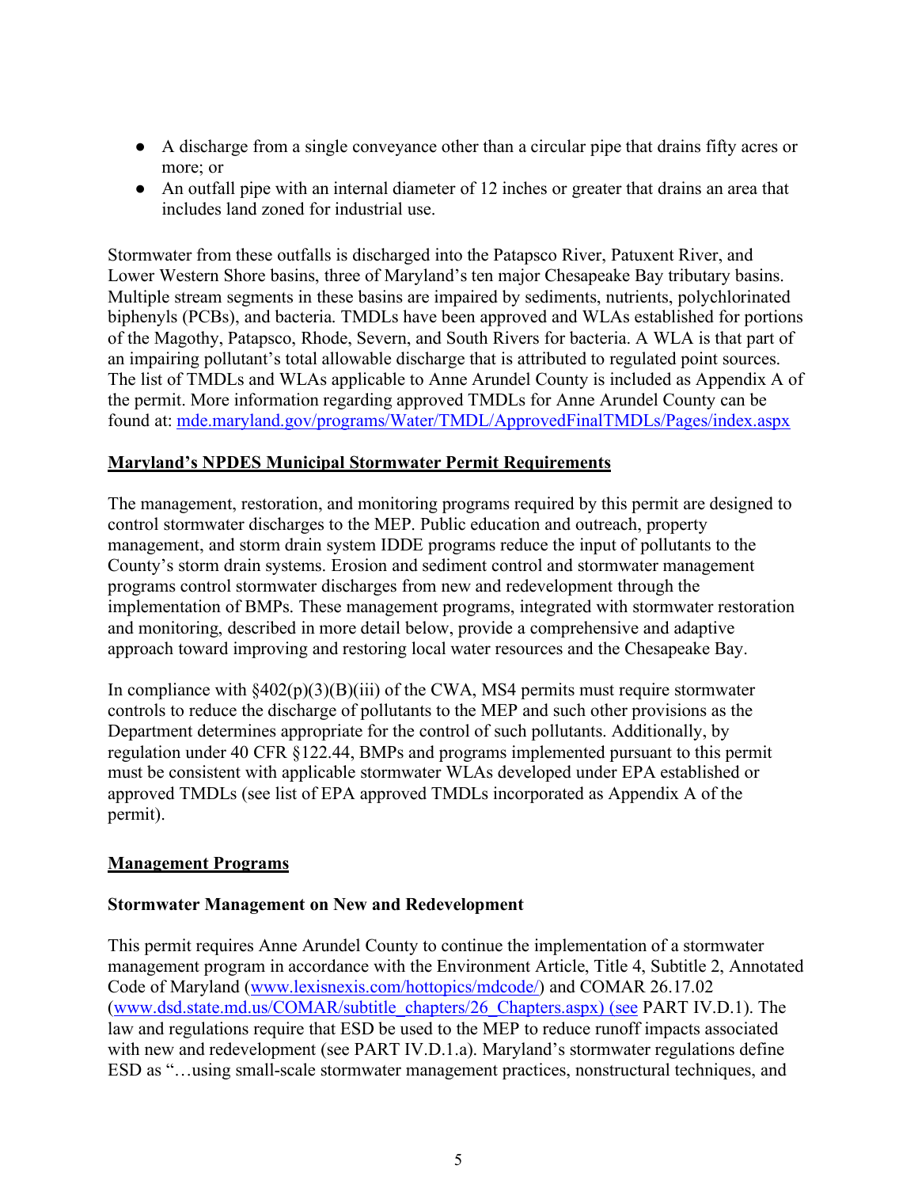- A discharge from a single conveyance other than a circular pipe that drains fifty acres or more; or
- An outfall pipe with an internal diameter of 12 inches or greater that drains an area that includes land zoned for industrial use.

Stormwater from these outfalls is discharged into the Patapsco River, Patuxent River, and Lower Western Shore basins, three of Maryland's ten major Chesapeake Bay tributary basins. Multiple stream segments in these basins are impaired by sediments, nutrients, polychlorinated biphenyls (PCBs), and bacteria. TMDLs have been approved and WLAs established for portions of the Magothy, Patapsco, Rhode, Severn, and South Rivers for bacteria. A WLA is that part of an impairing pollutant's total allowable discharge that is attributed to regulated point sources. The list of TMDLs and WLAs applicable to Anne Arundel County is included as Appendix A of the permit. More information regarding approved TMDLs for Anne Arundel County can be found at: [mde.maryland.gov/programs/Water/TMDL/ApprovedFinalTMDLs/Pages/index.aspx](mde.maryland.gov/programs/Water/TMDL/ApprovedFinalTMDLs/Pages/index.aspx)

## Maryland's NPDES Municipal Stormwater Permit Requirements

The management, restoration, and monitoring programs required by this permit are designed to control stormwater discharges to the MEP. Public education and outreach, property management, and storm drain system IDDE programs reduce the input of pollutants to the County's storm drain systems. Erosion and sediment control and stormwater management programs control stormwater discharges from new and redevelopment through the implementation of BMPs. These management programs, integrated with stormwater restoration and monitoring, described in more detail below, provide a comprehensive and adaptive approach toward improving and restoring local water resources and the Chesapeake Bay.

In compliance with §402(p)(3)(B)(iii) of the CWA, MS4 permits must require stormwater controls to reduce the discharge of pollutants to the MEP and such other provisions as the Department determines appropriate for the control of such pollutants. Additionally, by regulation under 40 CFR §122.44, BMPs and programs implemented pursuant to this permit must be consistent with applicable stormwater WLAs developed under EPA established or approved TMDLs (see list of EPA approved TMDLs incorporated as Appendix A of the permit).

## Management Programs

### Stormwater Management on New and Redevelopment

This permit requires Anne Arundel County to continue the implementation of a stormwater management program in accordance with the Environment Article, Title 4, Subtitle 2, Annotated Code of Maryland ([www.lexisnexis.com/hottopics/mdcode/](www.lexisnexis.com/hottopics/mdcode/)) and COMAR 26.17.02 ([www.dsd.state.md.us/COMAR/subtitle_chapters/26_Chapters.aspx](www.dsd.state.md.us/COMAR/subtitle_chapters/26_Chapters.aspx)) (see PART IV.D.1). The law and regulations require that ESD be used to the MEP to reduce runoff impacts associated with new and redevelopment (see PART IV.D.1.a). Maryland's stormwater regulations define ESD as "…using small-scale stormwater management practices, nonstructural techniques, and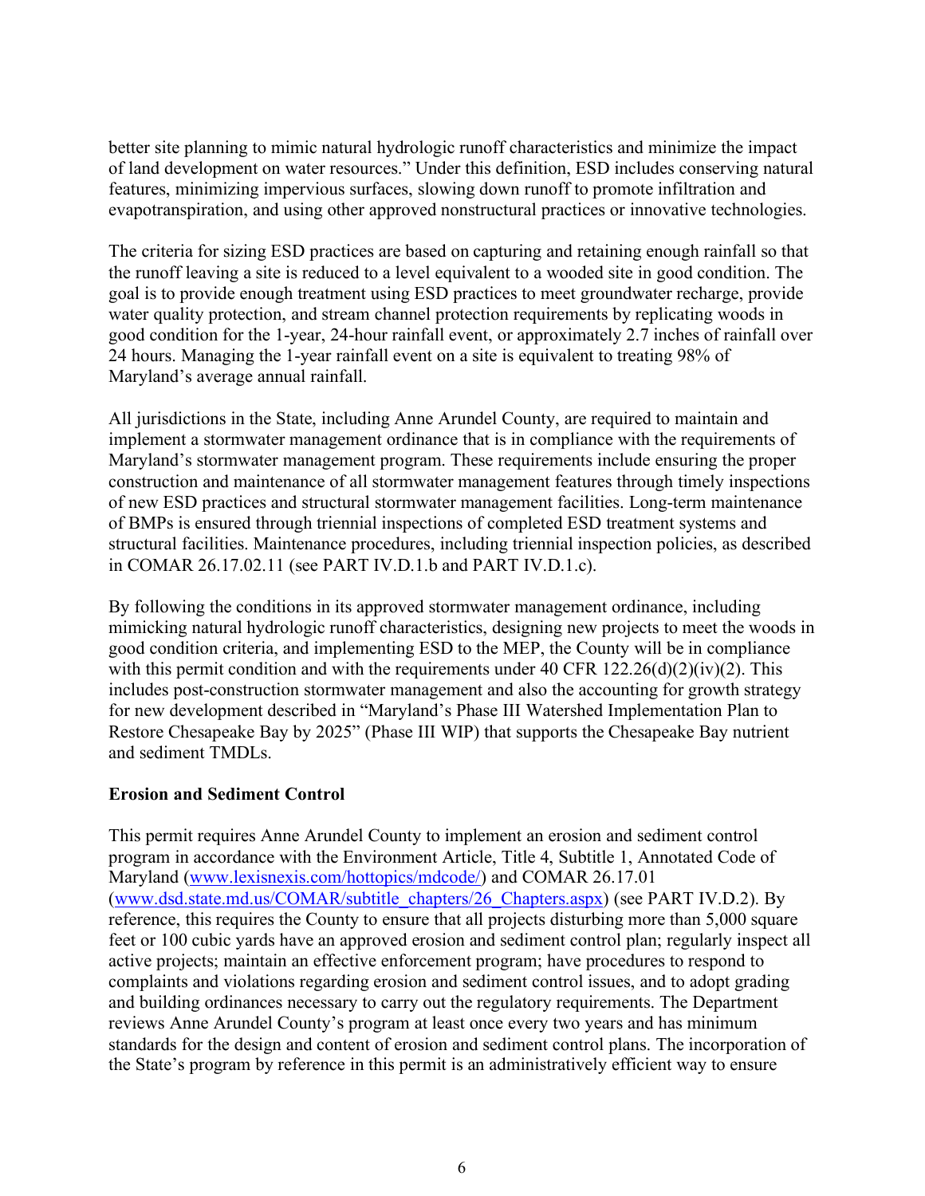better site planning to mimic natural hydrologic runoff characteristics and minimize the impact of land development on water resources." Under this definition, ESD includes conserving natural features, minimizing impervious surfaces, slowing down runoff to promote infiltration and evapotranspiration, and using other approved nonstructural practices or innovative technologies.

The criteria for sizing ESD practices are based on capturing and retaining enough rainfall so that the runoff leaving a site is reduced to a level equivalent to a wooded site in good condition. The goal is to provide enough treatment using ESD practices to meet groundwater recharge, provide water quality protection, and stream channel protection requirements by replicating woods in good condition for the 1-year, 24-hour rainfall event, or approximately 2.7 inches of rainfall over 24 hours. Managing the 1-year rainfall event on a site is equivalent to treating 98% of Maryland's average annual rainfall.

All jurisdictions in the State, including Anne Arundel County, are required to maintain and implement a stormwater management ordinance that is in compliance with the requirements of Maryland's stormwater management program. These requirements include ensuring the proper construction and maintenance of all stormwater management features through timely inspections of new ESD practices and structural stormwater management facilities. Long-term maintenance of BMPs is ensured through triennial inspections of completed ESD treatment systems and structural facilities. Maintenance procedures, including triennial inspection policies, as described in COMAR 26.17.02.11 (see PART IV.D.1.b and PART IV.D.1.c).

By following the conditions in its approved stormwater management ordinance, including mimicking natural hydrologic runoff characteristics, designing new projects to meet the woods in good condition criteria, and implementing ESD to the MEP, the County will be in compliance with this permit condition and with the requirements under 40 CFR 122.26(d)(2)(iv)(2). This includes post-construction stormwater management and also the accounting for growth strategy for new development described in "Maryland's Phase III Watershed Implementation Plan to Restore Chesapeake Bay by 2025" (Phase III WIP) that supports the Chesapeake Bay nutrient and sediment TMDLs.

**Erosion and Sediment Control**

This permit requires Anne Arundel County to implement an erosion and sediment control program in accordance with the Environment Article, Title 4, Subtitle 1, Annotated Code of Maryland ([www.lexisnexis.com/hottopics/mdcode/](www.lexisnexis.com/hottopics/mdcode/)) and COMAR 26.17.01 ([www.dsd.state.md.us/COMAR/subtitle_chapters/26_Chapters.aspx](www.dsd.state.md.us/COMAR/subtitle_chapters/26_Chapters.aspx)) (see PART IV.D.2). By reference, this requires the County to ensure that all projects disturbing more than 5,000 square feet or 100 cubic yards have an approved erosion and sediment control plan; regularly inspect all active projects; maintain an effective enforcement program; have procedures to respond to complaints and violations regarding erosion and sediment control issues, and to adopt grading and building ordinances necessary to carry out the regulatory requirements. The Department reviews Anne Arundel County's program at least once every two years and has minimum standards for the design and content of erosion and sediment control plans. The incorporation of the State's program by reference in this permit is an administratively efficient way to ensure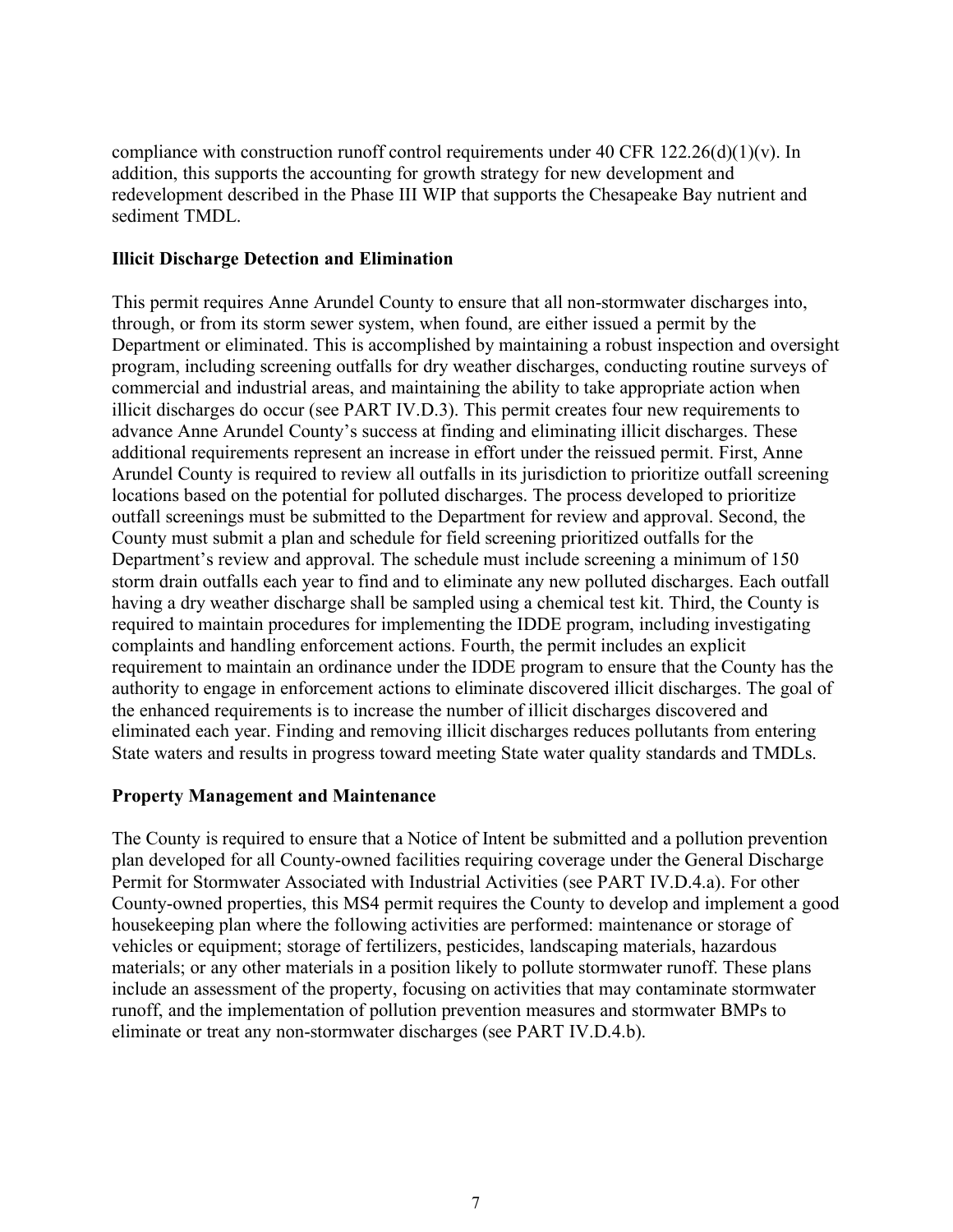compliance with construction runoff control requirements under 40 CFR 122.26(d)(1)(v). In addition, this supports the accounting for growth strategy for new development and redevelopment described in the Phase III WIP that supports the Chesapeake Bay nutrient and sediment TMDL.

**Illicit Discharge Detection and Elimination**

This permit requires Anne Arundel County to ensure that all non-stormwater discharges into, through, or from its storm sewer system, when found, are either issued a permit by the Department or eliminated. This is accomplished by maintaining a robust inspection and oversight program, including screening outfalls for dry weather discharges, conducting routine surveys of commercial and industrial areas, and maintaining the ability to take appropriate action when illicit discharges do occur (see PART IV.D.3). This permit creates four new requirements to advance Anne Arundel County's success at finding and eliminating illicit discharges. These additional requirements represent an increase in effort under the reissued permit. First, Anne Arundel County is required to review all outfalls in its jurisdiction to prioritize outfall screening locations based on the potential for polluted discharges. The process developed to prioritize outfall screenings must be submitted to the Department for review and approval. Second, the County must submit a plan and schedule for field screening prioritized outfalls for the Department's review and approval. The schedule must include screening a minimum of 150 storm drain outfalls each year to find and to eliminate any new polluted discharges. Each outfall having a dry weather discharge shall be sampled using a chemical test kit. Third, the County is required to maintain procedures for implementing the IDDE program, including investigating complaints and handling enforcement actions. Fourth, the permit includes an explicit requirement to maintain an ordinance under the IDDE program to ensure that the County has the authority to engage in enforcement actions to eliminate discovered illicit discharges. The goal of the enhanced requirements is to increase the number of illicit discharges discovered and eliminated each year. Finding and removing illicit discharges reduces pollutants from entering State waters and results in progress toward meeting State water quality standards and TMDLs.

**Property Management and Maintenance**

The County is required to ensure that a Notice of Intent be submitted and a pollution prevention plan developed for all County-owned facilities requiring coverage under the General Discharge Permit for Stormwater Associated with Industrial Activities (see PART IV.D.4.a). For other County-owned properties, this MS4 permit requires the County to develop and implement a good housekeeping plan where the following activities are performed: maintenance or storage of vehicles or equipment; storage of fertilizers, pesticides, landscaping materials, hazardous materials; or any other materials in a position likely to pollute stormwater runoff. These plans include an assessment of the property, focusing on activities that may contaminate stormwater runoff, and the implementation of pollution prevention measures and stormwater BMPs to eliminate or treat any non-stormwater discharges (see PART IV.D.4.b).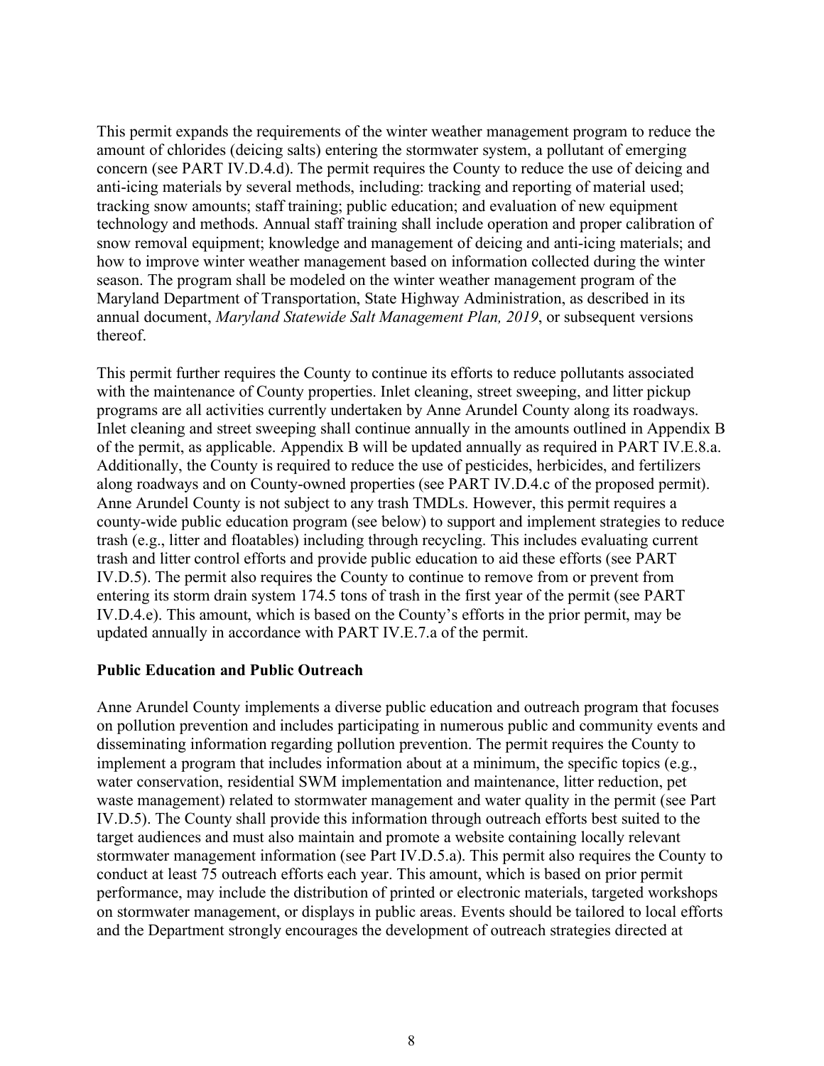This permit expands the requirements of the winter weather management program to reduce the amount of chlorides (deicing salts) entering the stormwater system, a pollutant of emerging concern (see PART IV.D.4.d). The permit requires the County to reduce the use of deicing and anti-icing materials by several methods, including: tracking and reporting of material used; tracking snow amounts; staff training; public education; and evaluation of new equipment technology and methods. Annual staff training shall include operation and proper calibration of snow removal equipment; knowledge and management of deicing and anti-icing materials; and how to improve winter weather management based on information collected during the winter season. The program shall be modeled on the winter weather management program of the Maryland Department of Transportation, State Highway Administration, as described in its annual document, *Maryland Statewide Salt Management Plan, 2019*, or subsequent versions thereof.

This permit further requires the County to continue its efforts to reduce pollutants associated with the maintenance of County properties. Inlet cleaning, street sweeping, and litter pickup programs are all activities currently undertaken by Anne Arundel County along its roadways. Inlet cleaning and street sweeping shall continue annually in the amounts outlined in Appendix B of the permit, as applicable. Appendix B will be updated annually as required in PART IV.E.8.a. Additionally, the County is required to reduce the use of pesticides, herbicides, and fertilizers along roadways and on County-owned properties (see PART IV.D.4.c of the proposed permit). Anne Arundel County is not subject to any trash TMDLs. However, this permit requires a county-wide public education program (see below) to support and implement strategies to reduce trash (e.g., litter and floatables) including through recycling. This includes evaluating current trash and litter control efforts and provide public education to aid these efforts (see PART IV.D.5). The permit also requires the County to continue to remove from or prevent from entering its storm drain system 174.5 tons of trash in the first year of the permit (see PART IV.D.4.e). This amount, which is based on the County's efforts in the prior permit, may be updated annually in accordance with PART IV.E.7.a of the permit.

**Public Education and Public Outreach**

Anne Arundel County implements a diverse public education and outreach program that focuses on pollution prevention and includes participating in numerous public and community events and disseminating information regarding pollution prevention. The permit requires the County to implement a program that includes information about at a minimum, the specific topics (e.g., water conservation, residential SWM implementation and maintenance, litter reduction, pet waste management) related to stormwater management and water quality in the permit (see Part IV.D.5). The County shall provide this information through outreach efforts best suited to the target audiences and must also maintain and promote a website containing locally relevant stormwater management information (see Part IV.D.5.a). This permit also requires the County to conduct at least 75 outreach efforts each year. This amount, which is based on prior permit performance, may include the distribution of printed or electronic materials, targeted workshops on stormwater management, or displays in public areas. Events should be tailored to local efforts and the Department strongly encourages the development of outreach strategies directed at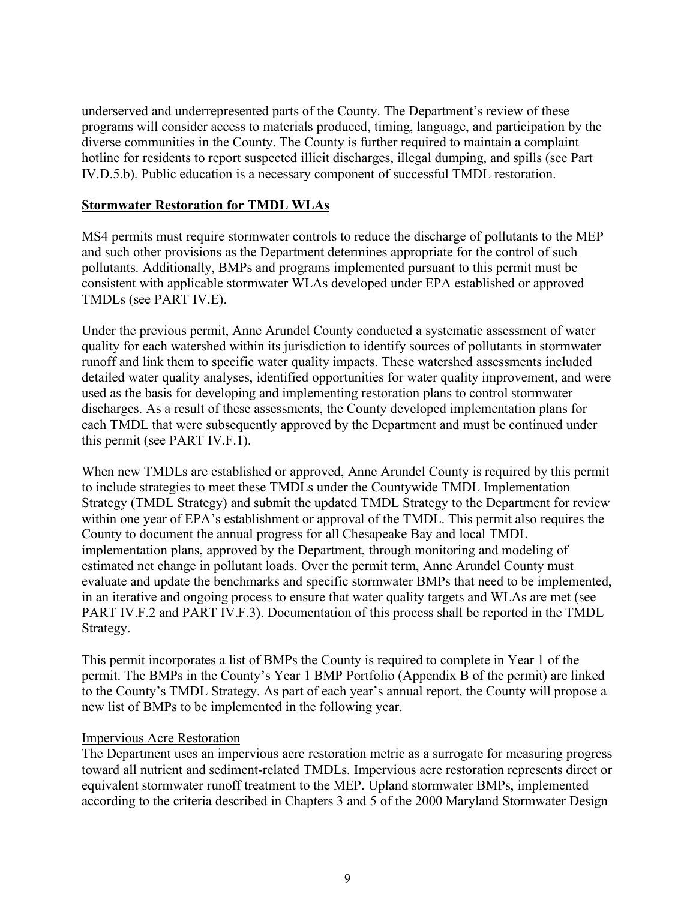underserved and underrepresented parts of the County. The Department's review of these programs will consider access to materials produced, timing, language, and participation by the diverse communities in the County. The County is further required to maintain a complaint hotline for residents to report suspected illicit discharges, illegal dumping, and spills (see Part IV.D.5.b). Public education is a necessary component of successful TMDL restoration.

## **Stormwater Restoration for TMDL WLAs**

MS4 permits must require stormwater controls to reduce the discharge of pollutants to the MEP and such other provisions as the Department determines appropriate for the control of such pollutants. Additionally, BMPs and programs implemented pursuant to this permit must be consistent with applicable stormwater WLAs developed under EPA established or approved TMDLs (see PART IV.E).

Under the previous permit, Anne Arundel County conducted a systematic assessment of water quality for each watershed within its jurisdiction to identify sources of pollutants in stormwater runoff and link them to specific water quality impacts. These watershed assessments included detailed water quality analyses, identified opportunities for water quality improvement, and were used as the basis for developing and implementing restoration plans to control stormwater discharges. As a result of these assessments, the County developed implementation plans for each TMDL that were subsequently approved by the Department and must be continued under this permit (see PART IV.F.1).

When new TMDLs are established or approved, Anne Arundel County is required by this permit to include strategies to meet these TMDLs under the Countywide TMDL Implementation Strategy (TMDL Strategy) and submit the updated TMDL Strategy to the Department for review within one year of EPA's establishment or approval of the TMDL. This permit also requires the County to document the annual progress for all Chesapeake Bay and local TMDL implementation plans, approved by the Department, through monitoring and modeling of estimated net change in pollutant loads. Over the permit term, Anne Arundel County must evaluate and update the benchmarks and specific stormwater BMPs that need to be implemented, in an iterative and ongoing process to ensure that water quality targets and WLAs are met (see PART IV.F.2 and PART IV.F.3). Documentation of this process shall be reported in the TMDL Strategy.

This permit incorporates a list of BMPs the County is required to complete in Year 1 of the permit. The BMPs in the County's Year 1 BMP Portfolio (Appendix B of the permit) are linked to the County's TMDL Strategy. As part of each year's annual report, the County will propose a new list of BMPs to be implemented in the following year.

### Impervious Acre Restoration

The Department uses an impervious acre restoration metric as a surrogate for measuring progress toward all nutrient and sediment-related TMDLs. Impervious acre restoration represents direct or equivalent stormwater runoff treatment to the MEP. Upland stormwater BMPs, implemented according to the criteria described in Chapters 3 and 5 of the 2000 Maryland Stormwater Design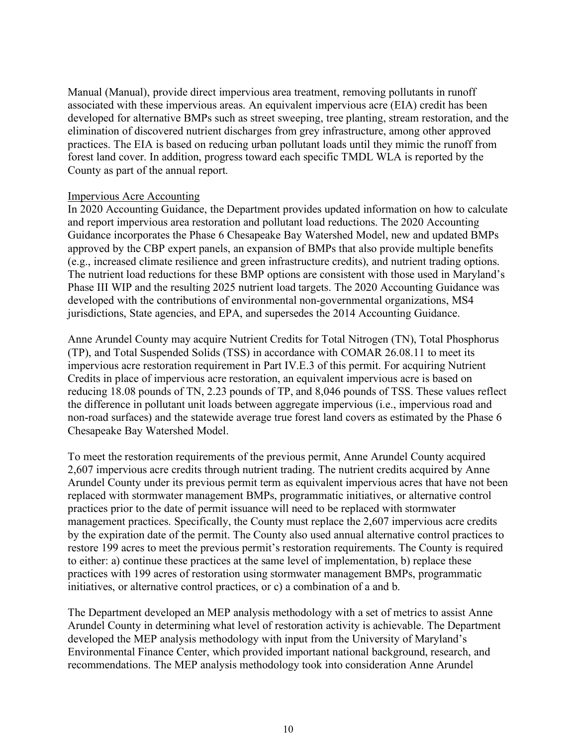Manual (Manual), provide direct impervious area treatment, removing pollutants in runoff associated with these impervious areas. An equivalent impervious acre (EIA) credit has been developed for alternative BMPs such as street sweeping, tree planting, stream restoration, and the elimination of discovered nutrient discharges from grey infrastructure, among other approved practices. The EIA is based on reducing urban pollutant loads until they mimic the runoff from forest land cover. In addition, progress toward each specific TMDL WLA is reported by the County as part of the annual report.

Impervious Acre Accounting

In 2020 Accounting Guidance, the Department provides updated information on how to calculate and report impervious area restoration and pollutant load reductions. The 2020 Accounting Guidance incorporates the Phase 6 Chesapeake Bay Watershed Model, new and updated BMPs approved by the CBP expert panels, an expansion of BMPs that also provide multiple benefits (e.g., increased climate resilience and green infrastructure credits), and nutrient trading options. The nutrient load reductions for these BMP options are consistent with those used in Maryland's Phase III WIP and the resulting 2025 nutrient load targets. The 2020 Accounting Guidance was developed with the contributions of environmental non-governmental organizations, MS4 jurisdictions, State agencies, and EPA, and supersedes the 2014 Accounting Guidance.

Anne Arundel County may acquire Nutrient Credits for Total Nitrogen (TN), Total Phosphorus (TP), and Total Suspended Solids (TSS) in accordance with COMAR 26.08.11 to meet its impervious acre restoration requirement in Part IV.E.3 of this permit. For acquiring Nutrient Credits in place of impervious acre restoration, an equivalent impervious acre is based on reducing 18.08 pounds of TN, 2.23 pounds of TP, and 8,046 pounds of TSS. These values reflect the difference in pollutant unit loads between aggregate impervious (i.e., impervious road and non-road surfaces) and the statewide average true forest land covers as estimated by the Phase 6 Chesapeake Bay Watershed Model.

To meet the restoration requirements of the previous permit, Anne Arundel County acquired 2,607 impervious acre credits through nutrient trading. The nutrient credits acquired by Anne Arundel County under its previous permit term as equivalent impervious acres that have not been replaced with stormwater management BMPs, programmatic initiatives, or alternative control practices prior to the date of permit issuance will need to be replaced with stormwater management practices. Specifically, the County must replace the 2,607 impervious acre credits by the expiration date of the permit. The County also used annual alternative control practices to restore 199 acres to meet the previous permit's restoration requirements. The County is required to either: a) continue these practices at the same level of implementation, b) replace these practices with 199 acres of restoration using stormwater management BMPs, programmatic initiatives, or alternative control practices, or c) a combination of a and b.

The Department developed an MEP analysis methodology with a set of metrics to assist Anne Arundel County in determining what level of restoration activity is achievable. The Department developed the MEP analysis methodology with input from the University of Maryland's Environmental Finance Center, which provided important national background, research, and recommendations. The MEP analysis methodology took into consideration Anne Arundel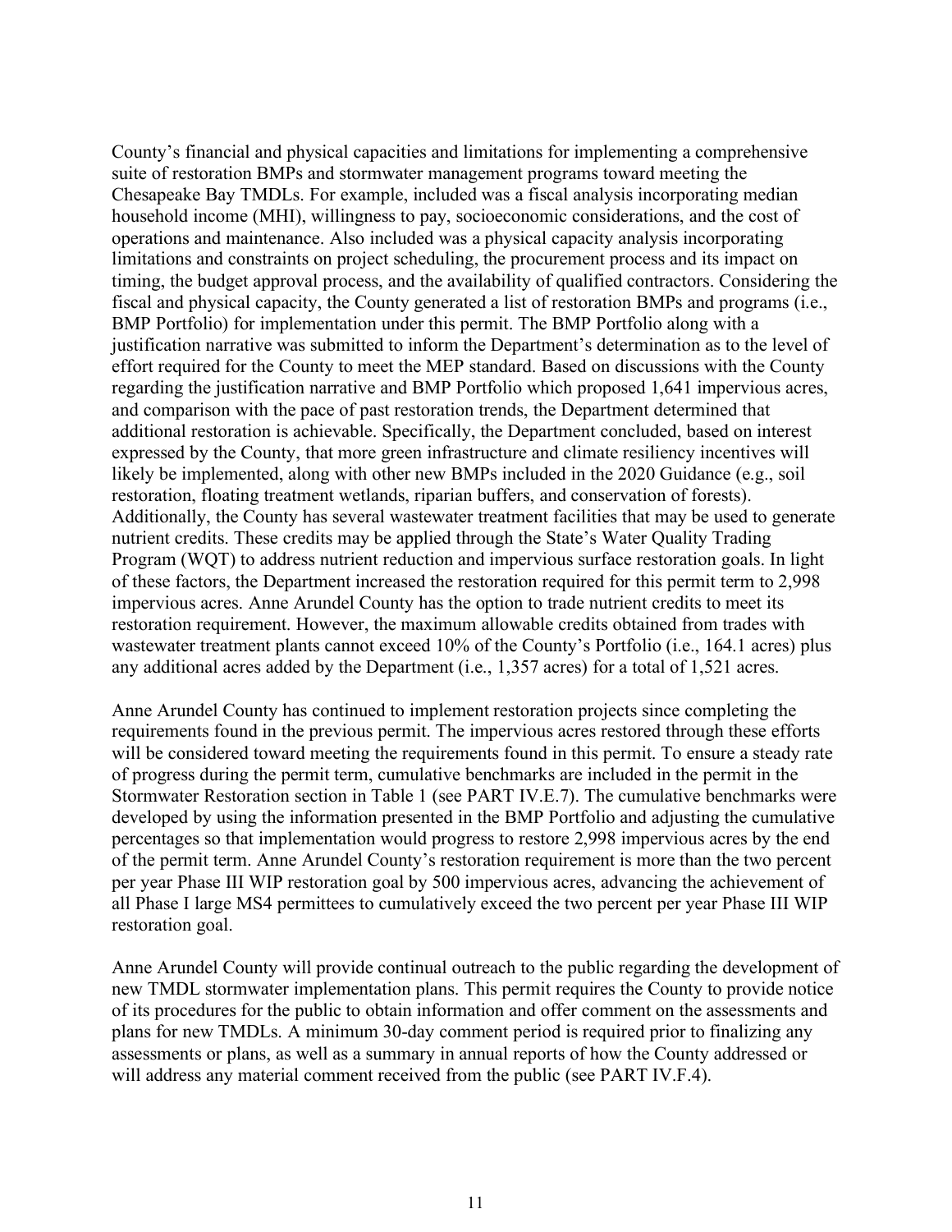County's financial and physical capacities and limitations for implementing a comprehensive suite of restoration BMPs and stormwater management programs toward meeting the Chesapeake Bay TMDLs. For example, included was a fiscal analysis incorporating median household income (MHI), willingness to pay, socioeconomic considerations, and the cost of operations and maintenance. Also included was a physical capacity analysis incorporating limitations and constraints on project scheduling, the procurement process and its impact on timing, the budget approval process, and the availability of qualified contractors. Considering the fiscal and physical capacity, the County generated a list of restoration BMPs and programs (i.e., BMP Portfolio) for implementation under this permit. The BMP Portfolio along with a justification narrative was submitted to inform the Department's determination as to the level of effort required for the County to meet the MEP standard. Based on discussions with the County regarding the justification narrative and BMP Portfolio which proposed 1,641 impervious acres, and comparison with the pace of past restoration trends, the Department determined that additional restoration is achievable. Specifically, the Department concluded, based on interest expressed by the County, that more green infrastructure and climate resiliency incentives will likely be implemented, along with other new BMPs included in the 2020 Guidance (e.g., soil restoration, floating treatment wetlands, riparian buffers, and conservation of forests). Additionally, the County has several wastewater treatment facilities that may be used to generate nutrient credits. These credits may be applied through the State's Water Quality Trading Program (WQT) to address nutrient reduction and impervious surface restoration goals. In light of these factors, the Department increased the restoration required for this permit term to 2,998 impervious acres. Anne Arundel County has the option to trade nutrient credits to meet its restoration requirement. However, the maximum allowable credits obtained from trades with wastewater treatment plants cannot exceed 10% of the County's Portfolio (i.e., 164.1 acres) plus any additional acres added by the Department (i.e., 1,357 acres) for a total of 1,521 acres.

Anne Arundel County has continued to implement restoration projects since completing the requirements found in the previous permit. The impervious acres restored through these efforts will be considered toward meeting the requirements found in this permit. To ensure a steady rate of progress during the permit term, cumulative benchmarks are included in the permit in the Stormwater Restoration section in Table 1 (see PART IV.E.7). The cumulative benchmarks were developed by using the information presented in the BMP Portfolio and adjusting the cumulative percentages so that implementation would progress to restore 2,998 impervious acres by the end of the permit term. Anne Arundel County's restoration requirement is more than the two percent per year Phase III WIP restoration goal by 500 impervious acres, advancing the achievement of all Phase I large MS4 permittees to cumulatively exceed the two percent per year Phase III WIP restoration goal.

Anne Arundel County will provide continual outreach to the public regarding the development of new TMDL stormwater implementation plans. This permit requires the County to provide notice of its procedures for the public to obtain information and offer comment on the assessments and plans for new TMDLs. A minimum 30-day comment period is required prior to finalizing any assessments or plans, as well as a summary in annual reports of how the County addressed or will address any material comment received from the public (see PART IV.F.4).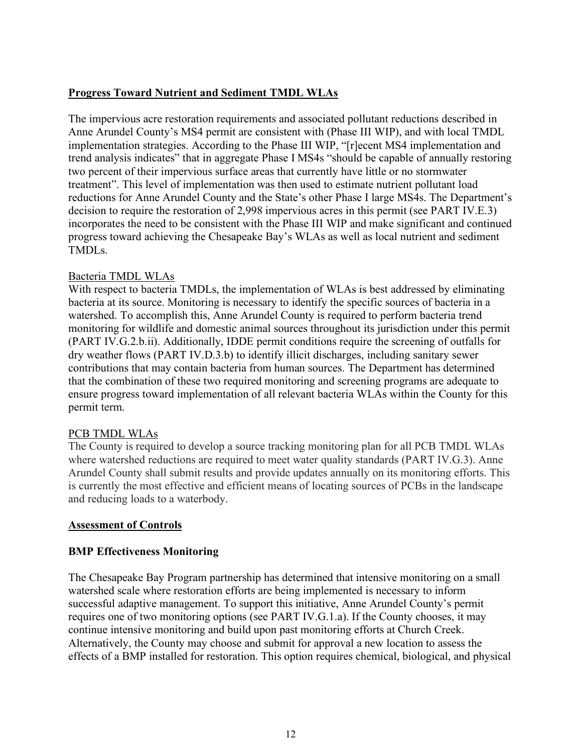**Progress Toward Nutrient and Sediment TMDL WLAs**

The impervious acre restoration requirements and associated pollutant reductions described in Anne Arundel County's MS4 permit are consistent with (Phase III WIP), and with local TMDL implementation strategies. According to the Phase III WIP, "[r]ecent MS4 implementation and trend analysis indicates" that in aggregate Phase I MS4s "should be capable of annually restoring two percent of their impervious surface areas that currently have little or no stormwater treatment". This level of implementation was then used to estimate nutrient pollutant load reductions for Anne Arundel County and the State's other Phase I large MS4s. The Department's decision to require the restoration of 2,998 impervious acres in this permit (see PART IV.E.3) incorporates the need to be consistent with the Phase III WIP and make significant and continued progress toward achieving the Chesapeake Bay's WLAs as well as local nutrient and sediment TMDLs.

Bacteria TMDL WLAs

With respect to bacteria TMDLs, the implementation of WLAs is best addressed by eliminating bacteria at its source. Monitoring is necessary to identify the specific sources of bacteria in a watershed. To accomplish this, Anne Arundel County is required to perform bacteria trend monitoring for wildlife and domestic animal sources throughout its jurisdiction under this permit (PART IV.G.2.b.ii). Additionally, IDDE permit conditions require the screening of outfalls for dry weather flows (PART IV.D.3.b) to identify illicit discharges, including sanitary sewer contributions that may contain bacteria from human sources. The Department has determined that the combination of these two required monitoring and screening programs are adequate to ensure progress toward implementation of all relevant bacteria WLAs within the County for this permit term.

PCB TMDL WLAs

The County is required to develop a source tracking monitoring plan for all PCB TMDL WLAs where watershed reductions are required to meet water quality standards (PART IV.G.3). Anne Arundel County shall submit results and provide updates annually on its monitoring efforts. This is currently the most effective and efficient means of locating sources of PCBs in the landscape and reducing loads to a waterbody.

**Assessment of Controls**

**BMP Effectiveness Monitoring**

The Chesapeake Bay Program partnership has determined that intensive monitoring on a small watershed scale where restoration efforts are being implemented is necessary to inform successful adaptive management. To support this initiative, Anne Arundel County's permit requires one of two monitoring options (see PART IV.G.1.a). If the County chooses, it may continue intensive monitoring and build upon past monitoring efforts at Church Creek. Alternatively, the County may choose and submit for approval a new location to assess the effects of a BMP installed for restoration. This option requires chemical, biological, and physical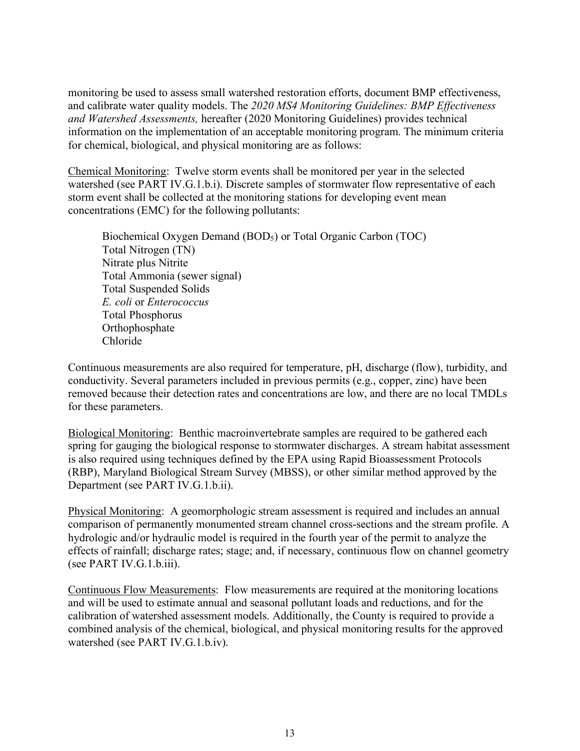monitoring be used to assess small watershed restoration efforts, document BMP effectiveness, and calibrate water quality models. The *2020 MS4 Monitoring Guidelines: BMP Effectiveness and Watershed Assessments,* hereafter (2020 Monitoring Guidelines) provides technical information on the implementation of an acceptable monitoring program. The minimum criteria for chemical, biological, and physical monitoring are as follows:

Chemical Monitoring: Twelve storm events shall be monitored per year in the selected watershed (see PART IV.G.1.b.i). Discrete samples of stormwater flow representative of each storm event shall be collected at the monitoring stations for developing event mean concentrations (EMC) for the following pollutants:

Biochemical Oxygen Demand ($BOD_5$) or Total Organic Carbon (TOC)
Total Nitrogen (TN)
Nitrate plus Nitrite
Total Ammonia (sewer signal)
Total Suspended Solids
*E. coli* or *Enterococcus*
Total Phosphorus
Orthophosphate
Chloride

Continuous measurements are also required for temperature, pH, discharge (flow), turbidity, and conductivity. Several parameters included in previous permits (e.g., copper, zinc) have been removed because their detection rates and concentrations are low, and there are no local TMDLs for these parameters.

Biological Monitoring: Benthic macroinvertebrate samples are required to be gathered each spring for gauging the biological response to stormwater discharges. A stream habitat assessment is also required using techniques defined by the EPA using Rapid Bioassessment Protocols (RBP), Maryland Biological Stream Survey (MBSS), or other similar method approved by the Department (see PART IV.G.1.b.ii).

Physical Monitoring: A geomorphologic stream assessment is required and includes an annual comparison of permanently monumented stream channel cross-sections and the stream profile. A hydrologic and/or hydraulic model is required in the fourth year of the permit to analyze the effects of rainfall; discharge rates; stage; and, if necessary, continuous flow on channel geometry (see PART IV.G.1.b.iii).

Continuous Flow Measurements: Flow measurements are required at the monitoring locations and will be used to estimate annual and seasonal pollutant loads and reductions, and for the calibration of watershed assessment models. Additionally, the County is required to provide a combined analysis of the chemical, biological, and physical monitoring results for the approved watershed (see PART IV.G.1.b.iv).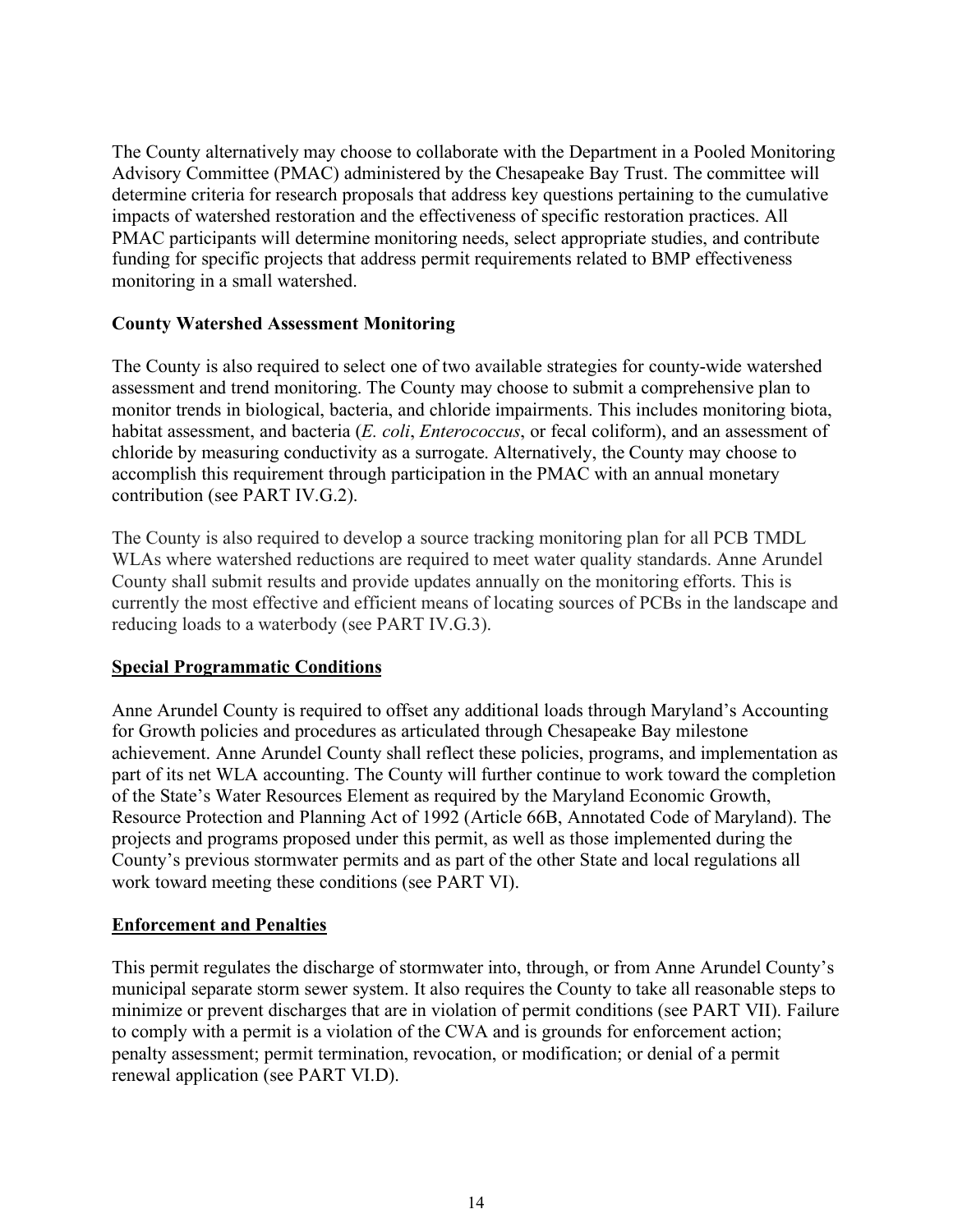The County alternatively may choose to collaborate with the Department in a Pooled Monitoring Advisory Committee (PMAC) administered by the Chesapeake Bay Trust. The committee will determine criteria for research proposals that address key questions pertaining to the cumulative impacts of watershed restoration and the effectiveness of specific restoration practices. All PMAC participants will determine monitoring needs, select appropriate studies, and contribute funding for specific projects that address permit requirements related to BMP effectiveness monitoring in a small watershed.

**County Watershed Assessment Monitoring**

The County is also required to select one of two available strategies for county-wide watershed assessment and trend monitoring. The County may choose to submit a comprehensive plan to monitor trends in biological, bacteria, and chloride impairments. This includes monitoring biota, habitat assessment, and bacteria (*E. coli*, *Enterococcus*, or fecal coliform), and an assessment of chloride by measuring conductivity as a surrogate. Alternatively, the County may choose to accomplish this requirement through participation in the PMAC with an annual monetary contribution (see PART IV.G.2).

The County is also required to develop a source tracking monitoring plan for all PCB TMDL WLAs where watershed reductions are required to meet water quality standards. Anne Arundel County shall submit results and provide updates annually on the monitoring efforts. This is currently the most effective and efficient means of locating sources of PCBs in the landscape and reducing loads to a waterbody (see PART IV.G.3).

## Special Programmatic Conditions

Anne Arundel County is required to offset any additional loads through Maryland's Accounting for Growth policies and procedures as articulated through Chesapeake Bay milestone achievement. Anne Arundel County shall reflect these policies, programs, and implementation as part of its net WLA accounting. The County will further continue to work toward the completion of the State's Water Resources Element as required by the Maryland Economic Growth, Resource Protection and Planning Act of 1992 (Article 66B, Annotated Code of Maryland). The projects and programs proposed under this permit, as well as those implemented during the County's previous stormwater permits and as part of the other State and local regulations all work toward meeting these conditions (see PART VI).

## Enforcement and Penalties

This permit regulates the discharge of stormwater into, through, or from Anne Arundel County's municipal separate storm sewer system. It also requires the County to take all reasonable steps to minimize or prevent discharges that are in violation of permit conditions (see PART VII). Failure to comply with a permit is a violation of the CWA and is grounds for enforcement action; penalty assessment; permit termination, revocation, or modification; or denial of a permit renewal application (see PART VI.D).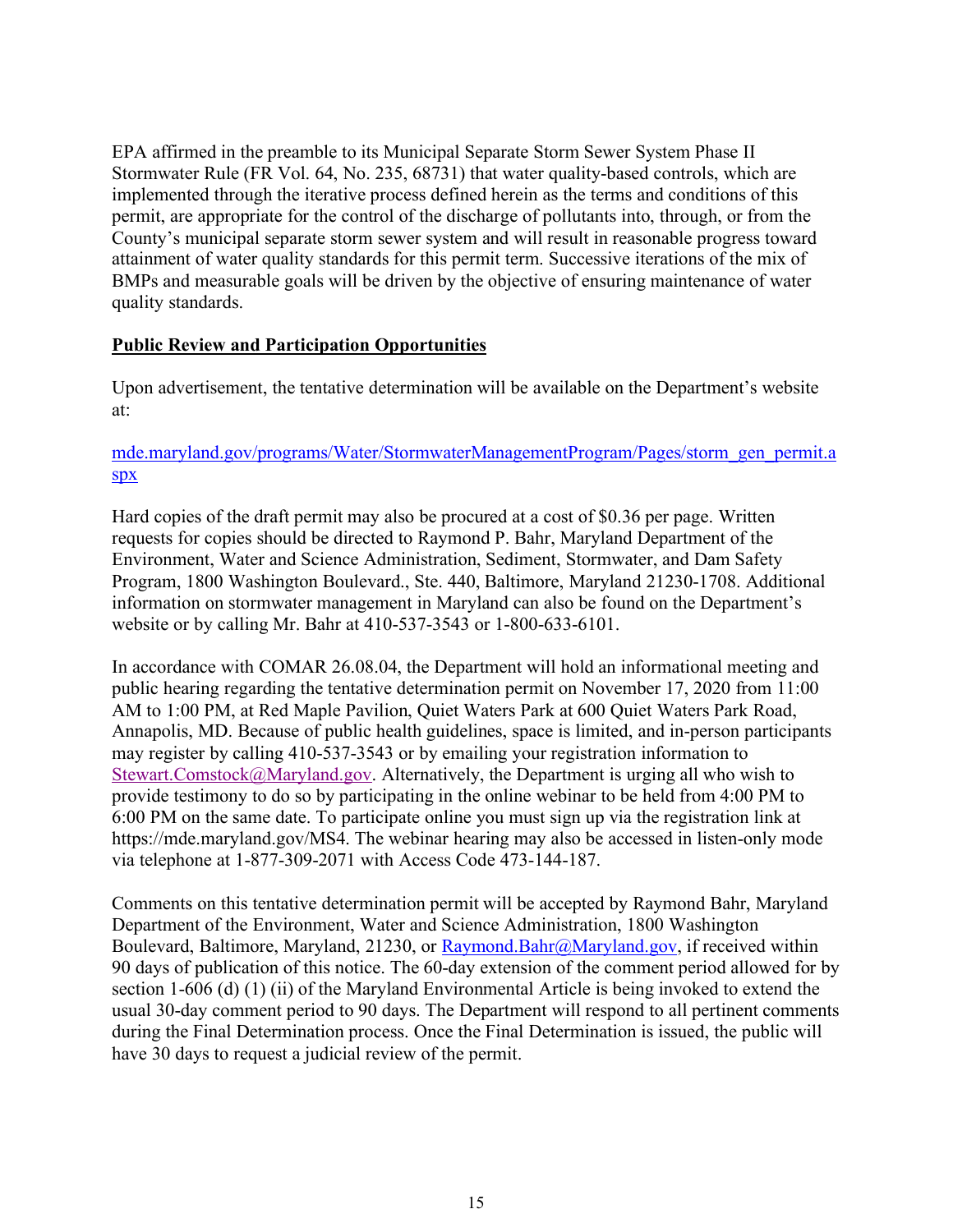EPA affirmed in the preamble to its Municipal Separate Storm Sewer System Phase II Stormwater Rule (FR Vol. 64, No. 235, 68731) that water quality-based controls, which are implemented through the iterative process defined herein as the terms and conditions of this permit, are appropriate for the control of the discharge of pollutants into, through, or from the County's municipal separate storm sewer system and will result in reasonable progress toward attainment of water quality standards for this permit term. Successive iterations of the mix of BMPs and measurable goals will be driven by the objective of ensuring maintenance of water quality standards.

## Public Review and Participation Opportunities

Upon advertisement, the tentative determination will be available on the Department's website at:

mde.maryland.gov/programs/Water/StormwaterManagementProgram/Pages/storm_gen_permit.aspx

Hard copies of the draft permit may also be procured at a cost of $0.36 per page. Written requests for copies should be directed to Raymond P. Bahr, Maryland Department of the Environment, Water and Science Administration, Sediment, Stormwater, and Dam Safety Program, 1800 Washington Boulevard., Ste. 440, Baltimore, Maryland 21230-1708. Additional information on stormwater management in Maryland can also be found on the Department's website or by calling Mr. Bahr at 410-537-3543 or 1-800-633-6101.

In accordance with COMAR 26.08.04, the Department will hold an informational meeting and public hearing regarding the tentative determination permit on November 17, 2020 from 11:00 AM to 1:00 PM, at Red Maple Pavilion, Quiet Waters Park at 600 Quiet Waters Park Road, Annapolis, MD. Because of public health guidelines, space is limited, and in-person participants may register by calling 410-537-3543 or by emailing your registration information to Stewart.Comstock@Maryland.gov. Alternatively, the Department is urging all who wish to provide testimony to do so by participating in the online webinar to be held from 4:00 PM to 6:00 PM on the same date. To participate online you must sign up via the registration link at https://mde.maryland.gov/MS4. The webinar hearing may also be accessed in listen-only mode via telephone at 1-877-309-2071 with Access Code 473-144-187.

Comments on this tentative determination permit will be accepted by Raymond Bahr, Maryland Department of the Environment, Water and Science Administration, 1800 Washington Boulevard, Baltimore, Maryland, 21230, or Raymond.Bahr@Maryland.gov, if received within 90 days of publication of this notice. The 60-day extension of the comment period allowed for by section 1-606 (d) (1) (ii) of the Maryland Environmental Article is being invoked to extend the usual 30-day comment period to 90 days. The Department will respond to all pertinent comments during the Final Determination process. Once the Final Determination is issued, the public will have 30 days to request a judicial review of the permit.